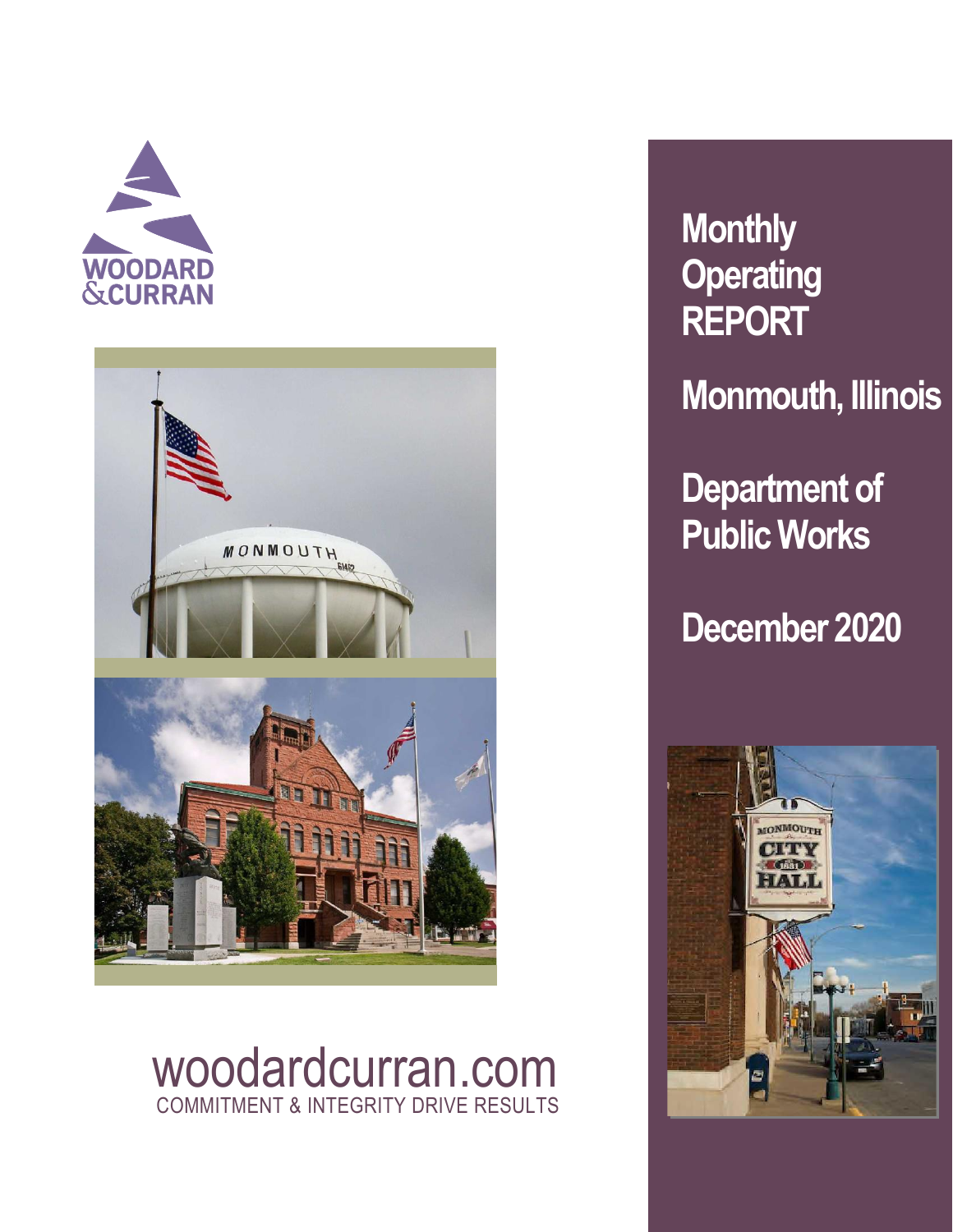WOODARD
&CURRAN

# Monthly Operating REPORT

## Monmouth, Illinois

## Department of Public Works

## December 2020

woodardcurran.com
COMMITMENT & INTEGRITY DRIVE RESULTS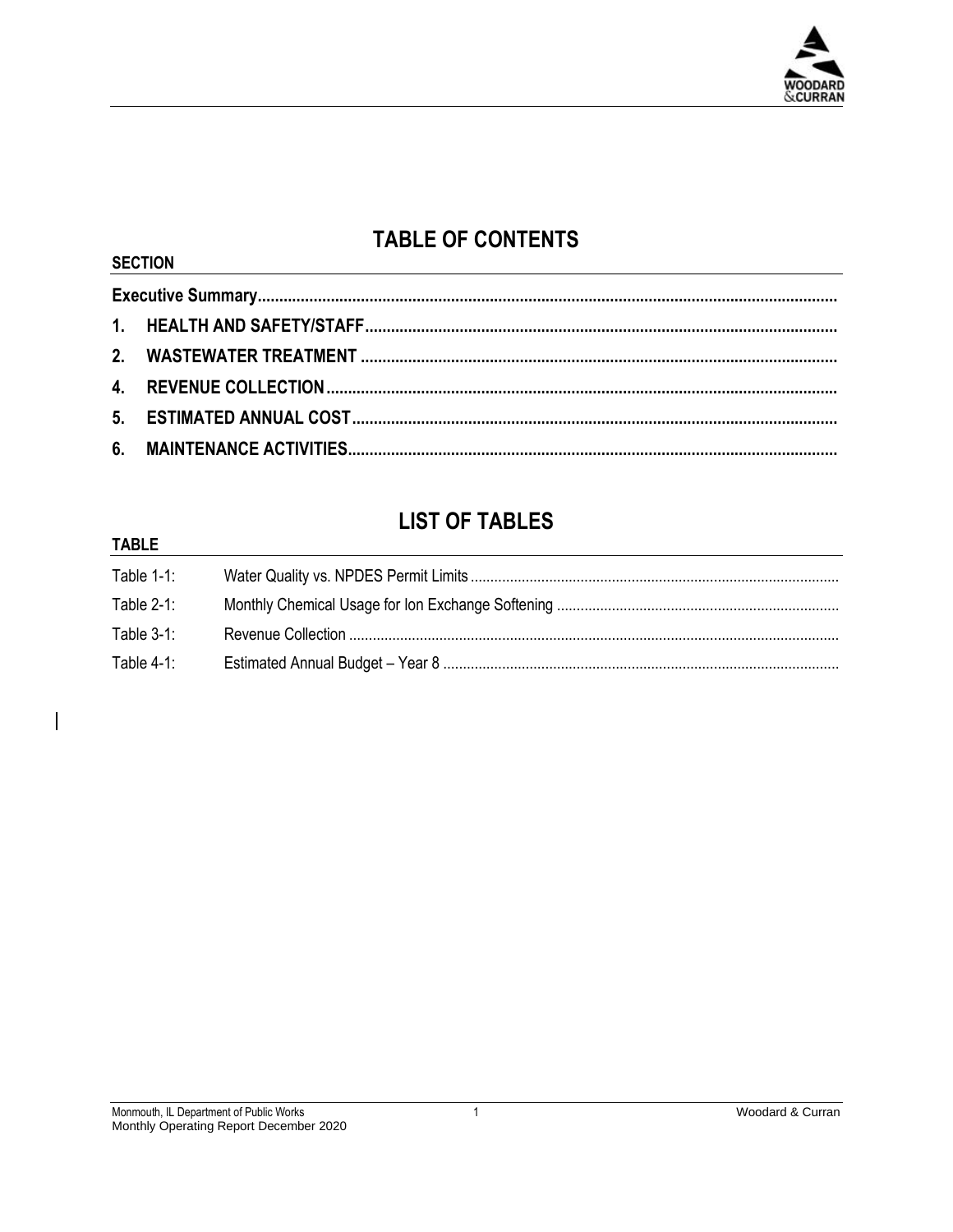# TABLE OF CONTENTS

| SECTION |
| --- |
| **Executive Summary** |
| **1. HEALTH AND SAFETY/STAFF** |
| **2. WASTEWATER TREATMENT** |
| **4. REVENUE COLLECTION** |
| **5. ESTIMATED ANNUAL COST** |
| **6. MAINTENANCE ACTIVITIES** |

# LIST OF TABLES

| TABLE | |
| --- | --- |
| Table 1-1: | Water Quality vs. NPDES Permit Limits |
| Table 2-1: | Monthly Chemical Usage for Ion Exchange Softening |
| Table 3-1: | Revenue Collection |
| Table 4-1: | Estimated Annual Budget – Year 8 |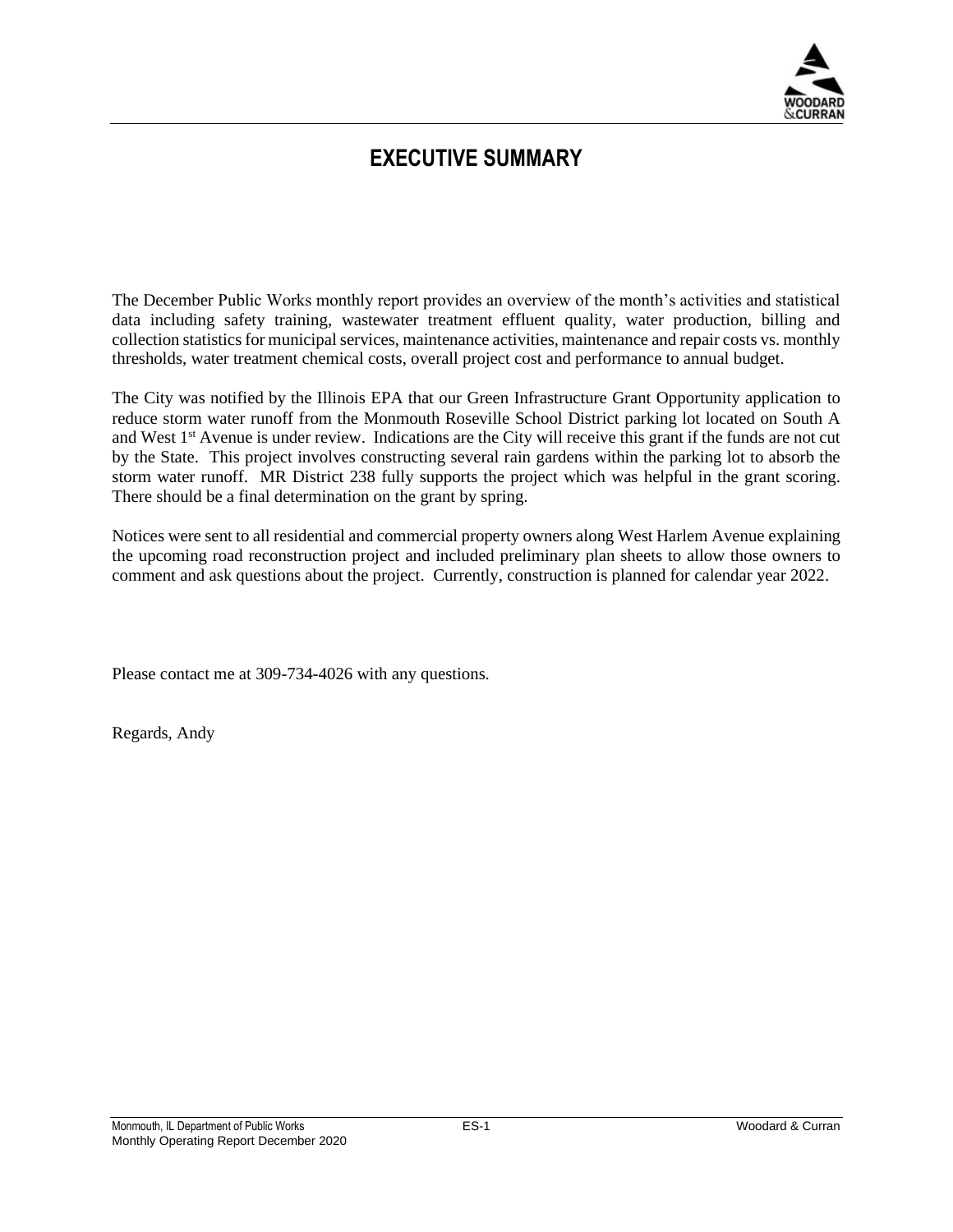# EXECUTIVE SUMMARY

The December Public Works monthly report provides an overview of the month's activities and statistical data including safety training, wastewater treatment effluent quality, water production, billing and collection statistics for municipal services, maintenance activities, maintenance and repair costs vs. monthly thresholds, water treatment chemical costs, overall project cost and performance to annual budget.

The City was notified by the Illinois EPA that our Green Infrastructure Grant Opportunity application to reduce storm water runoff from the Monmouth Roseville School District parking lot located on South A and West 1st Avenue is under review. Indications are the City will receive this grant if the funds are not cut by the State. This project involves constructing several rain gardens within the parking lot to absorb the storm water runoff. MR District 238 fully supports the project which was helpful in the grant scoring. There should be a final determination on the grant by spring.

Notices were sent to all residential and commercial property owners along West Harlem Avenue explaining the upcoming road reconstruction project and included preliminary plan sheets to allow those owners to comment and ask questions about the project. Currently, construction is planned for calendar year 2022.

Please contact me at 309-734-4026 with any questions.

Regards, Andy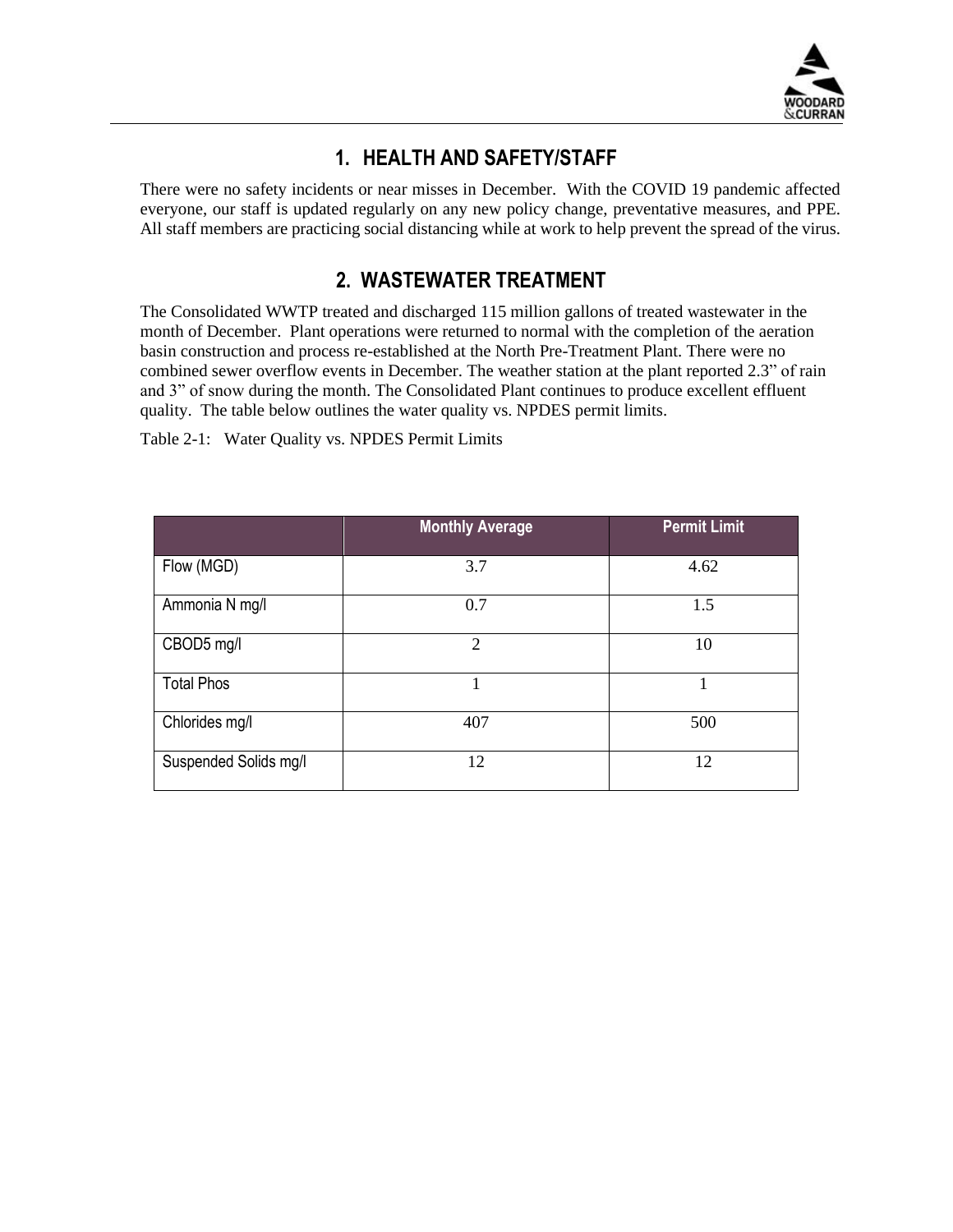## 1. HEALTH AND SAFETY/STAFF

There were no safety incidents or near misses in December. With the COVID 19 pandemic affected everyone, our staff is updated regularly on any new policy change, preventative measures, and PPE. All staff members are practicing social distancing while at work to help prevent the spread of the virus.

## 2. WASTEWATER TREATMENT

The Consolidated WWTP treated and discharged 115 million gallons of treated wastewater in the month of December. Plant operations were returned to normal with the completion of the aeration basin construction and process re-established at the North Pre-Treatment Plant. There were no combined sewer overflow events in December. The weather station at the plant reported 2.3" of rain and 3" of snow during the month. The Consolidated Plant continues to produce excellent effluent quality. The table below outlines the water quality vs. NPDES permit limits.

Table 2-1: Water Quality vs. NPDES Permit Limits

| | Monthly Average | Permit Limit |
|---|---|---|
| Flow (MGD) | 3.7 | 4.62 |
| Ammonia N mg/l | 0.7 | 1.5 |
| CBOD5 mg/l | 2 | 10 |
| Total Phos | 1 | 1 |
| Chlorides mg/l | 407 | 500 |
| Suspended Solids mg/l | 12 | 12 |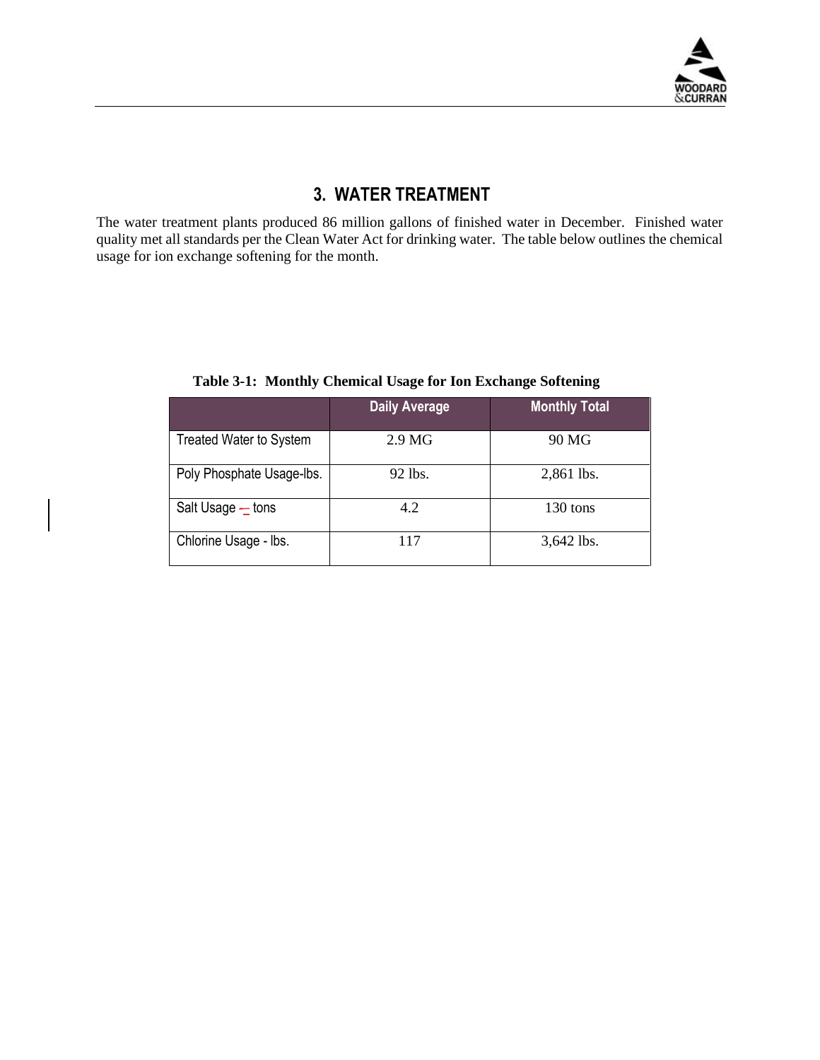# 3. WATER TREATMENT

The water treatment plants produced 86 million gallons of finished water in December. Finished water quality met all standards per the Clean Water Act for drinking water. The table below outlines the chemical usage for ion exchange softening for the month.

**Table 3-1: Monthly Chemical Usage for Ion Exchange Softening**

| | Daily Average | Monthly Total |
|---|---|---|
| Treated Water to System | 2.9 MG | 90 MG |
| Poly Phosphate Usage-lbs. | 92 lbs. | 2,861 lbs. |
| Salt Usage – tons | 4.2 | 130 tons |
| Chlorine Usage - lbs. | 117 | 3,642 lbs. |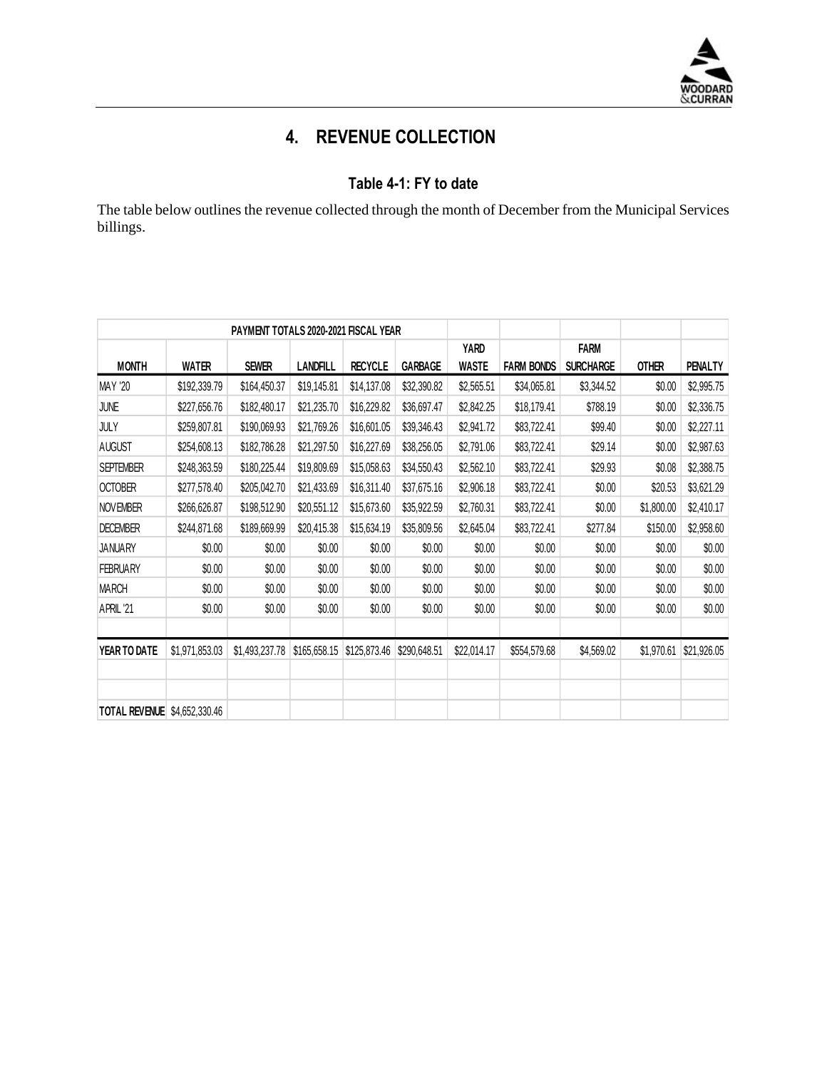# 4. REVENUE COLLECTION

### Table 4-1: FY to date

The table below outlines the revenue collected through the month of December from the Municipal Services billings.

| PAYMENT TOTALS 2020-2021 FISCAL YEAR | | | | | | | | | | |
|---|---|---|---|---|---|---|---|---|---|---|
| MONTH | WATER | SEWER | LANDFILL | RECYCLE | GARBAGE | YARD WASTE | FARM BONDS | FARM SURCHARGE | OTHER | PENALTY |
| MAY '20 | $192,339.79 | $164,450.37 | $19,145.81 | $14,137.08 | $32,390.82 | $2,565.51 | $34,065.81 | $3,344.52 | $0.00 | $2,995.75 |
| JUNE | $227,656.76 | $182,480.17 | $21,235.70 | $16,229.82 | $36,697.47 | $2,842.25 | $18,179.41 | $788.19 | $0.00 | $2,336.75 |
| JULY | $259,807.81 | $190,069.93 | $21,769.26 | $16,601.05 | $39,346.43 | $2,941.72 | $83,722.41 | $99.40 | $0.00 | $2,227.11 |
| AUGUST | $254,608.13 | $182,786.28 | $21,297.50 | $16,227.69 | $38,256.05 | $2,791.06 | $83,722.41 | $29.14 | $0.00 | $2,987.63 |
| SEPTEMBER | $248,363.59 | $180,225.44 | $19,809.69 | $15,058.63 | $34,550.43 | $2,562.10 | $83,722.41 | $29.93 | $0.08 | $2,388.75 |
| OCTOBER | $277,578.40 | $205,042.70 | $21,433.69 | $16,311.40 | $37,675.16 | $2,906.18 | $83,722.41 | $0.00 | $20.53 | $3,621.29 |
| NOVEMBER | $266,626.87 | $198,512.90 | $20,551.12 | $15,673.60 | $35,922.59 | $2,760.31 | $83,722.41 | $0.00 | $1,800.00 | $2,410.17 |
| DECEMBER | $244,871.68 | $189,669.99 | $20,415.38 | $15,634.19 | $35,809.56 | $2,645.04 | $83,722.41 | $277.84 | $150.00 | $2,958.60 |
| JANUARY | $0.00 | $0.00 | $0.00 | $0.00 | $0.00 | $0.00 | $0.00 | $0.00 | $0.00 | $0.00 |
| FEBRUARY | $0.00 | $0.00 | $0.00 | $0.00 | $0.00 | $0.00 | $0.00 | $0.00 | $0.00 | $0.00 |
| MARCH | $0.00 | $0.00 | $0.00 | $0.00 | $0.00 | $0.00 | $0.00 | $0.00 | $0.00 | $0.00 |
| APRIL '21 | $0.00 | $0.00 | $0.00 | $0.00 | $0.00 | $0.00 | $0.00 | $0.00 | $0.00 | $0.00 |
| | | | | | | | | | | |
| YEAR TO DATE | $1,971,853.03 | $1,493,237.78 | $165,658.15 | $125,873.46 | $290,648.51 | $22,014.17 | $554,579.68 | $4,569.02 | $1,970.61 | $21,926.05 |
| | | | | | | | | | | |
| | | | | | | | | | | |
| TOTAL REVENUE | $4,652,330.46 | | | | | | | | | |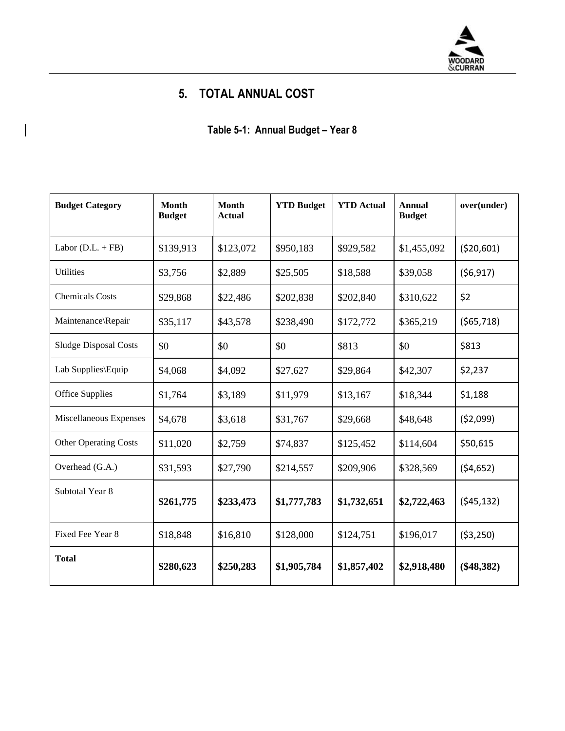# 5. TOTAL ANNUAL COST

**Table 5-1: Annual Budget – Year 8**

| **Budget Category** | **Month Budget** | **Month Actual** | **YTD Budget** | **YTD Actual** | **Annual Budget** | **over(under)** |
|---|---|---|---|---|---|---|
| Labor (D.L. + FB) | $139,913 | $123,072 | $950,183 | $929,582 | $1,455,092 | ($20,601) |
| Utilities | $3,756 | $2,889 | $25,505 | $18,588 | $39,058 | ($6,917) |
| Chemicals Costs | $29,868 | $22,486 | $202,838 | $202,840 | $310,622 | $2 |
| Maintenance\Repair | $35,117 | $43,578 | $238,490 | $172,772 | $365,219 | ($65,718) |
| Sludge Disposal Costs | $0 | $0 | $0 | $813 | $0 | $813 |
| Lab Supplies\Equip | $4,068 | $4,092 | $27,627 | $29,864 | $42,307 | $2,237 |
| Office Supplies | $1,764 | $3,189 | $11,979 | $13,167 | $18,344 | $1,188 |
| Miscellaneous Expenses | $4,678 | $3,618 | $31,767 | $29,668 | $48,648 | ($2,099) |
| Other Operating Costs | $11,020 | $2,759 | $74,837 | $125,452 | $114,604 | $50,615 |
| Overhead (G.A.) | $31,593 | $27,790 | $214,557 | $209,906 | $328,569 | ($4,652) |
| Subtotal Year 8 | **$261,775** | **$233,473** | **$1,777,783** | **$1,732,651** | **$2,722,463** | ($45,132) |
| Fixed Fee Year 8 | $18,848 | $16,810 | $128,000 | $124,751 | $196,017 | ($3,250) |
| **Total** | **$280,623** | **$250,283** | **$1,905,784** | **$1,857,402** | **$2,918,480** | **($48,382)** |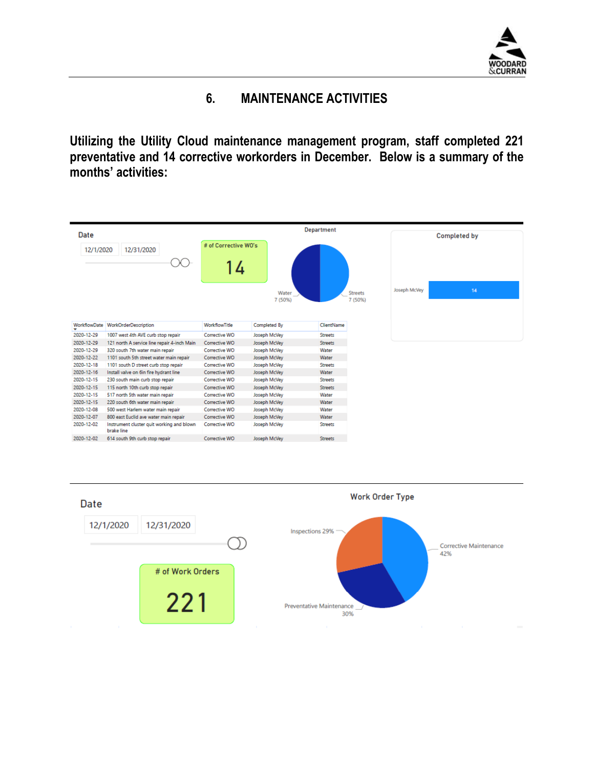## 6. MAINTENANCE ACTIVITIES

**Utilizing the Utility Cloud maintenance management program, staff completed 221 preventative and 14 corrective workorders in December. Below is a summary of the months' activities:**

Date

12/1/2020 12/31/2020

# of Corrective WO's

14

Department

Water
7 (50%)

Streets
7 (50%)

Completed by

Joseph McVey 14

| WorkflowDate | WorkOrderDescription | WorkflowTitle | Completed By | ClientName |
|---|---|---|---|---|
| 2020-12-29 | 1007 west 4th AVE curb stop repair | Corrective WO | Joseph McVey | Streets |
| 2020-12-29 | 121 north A service line repair 4-inch Main | Corrective WO | Joseph McVey | Streets |
| 2020-12-29 | 320 south 7th water main repair | Corrective WO | Joseph McVey | Water |
| 2020-12-22 | 1101 south 5th street water main repair | Corrective WO | Joseph McVey | Water |
| 2020-12-18 | 1101 south D street curb stop repair | Corrective WO | Joseph McVey | Streets |
| 2020-12-16 | Install valve on 6in fire hydrant line | Corrective WO | Joseph McVey | Water |
| 2020-12-15 | 230 south main curb stop repair | Corrective WO | Joseph McVey | Streets |
| 2020-12-15 | 115 north 10th curb stop repair | Corrective WO | Joseph McVey | Streets |
| 2020-12-15 | 517 north 5th water main repair | Corrective WO | Joseph McVey | Water |
| 2020-12-15 | 220 south 6th water main repair | Corrective WO | Joseph McVey | Water |
| 2020-12-08 | 500 west Harlem water main repair | Corrective WO | Joseph McVey | Water |
| 2020-12-07 | 800 east Euclid ave water main repair | Corrective WO | Joseph McVey | Water |
| 2020-12-02 | Instrument cluster quit working and blown brake line | Corrective WO | Joseph McVey | Streets |
| 2020-12-02 | 614 south 9th curb stop repair | Corrective WO | Joseph McVey | Streets |

Date

12/1/2020 12/31/2020

# of Work Orders

221

Work Order Type

Inspections 29%

Corrective Maintenance 42%

Preventative Maintenance 30%